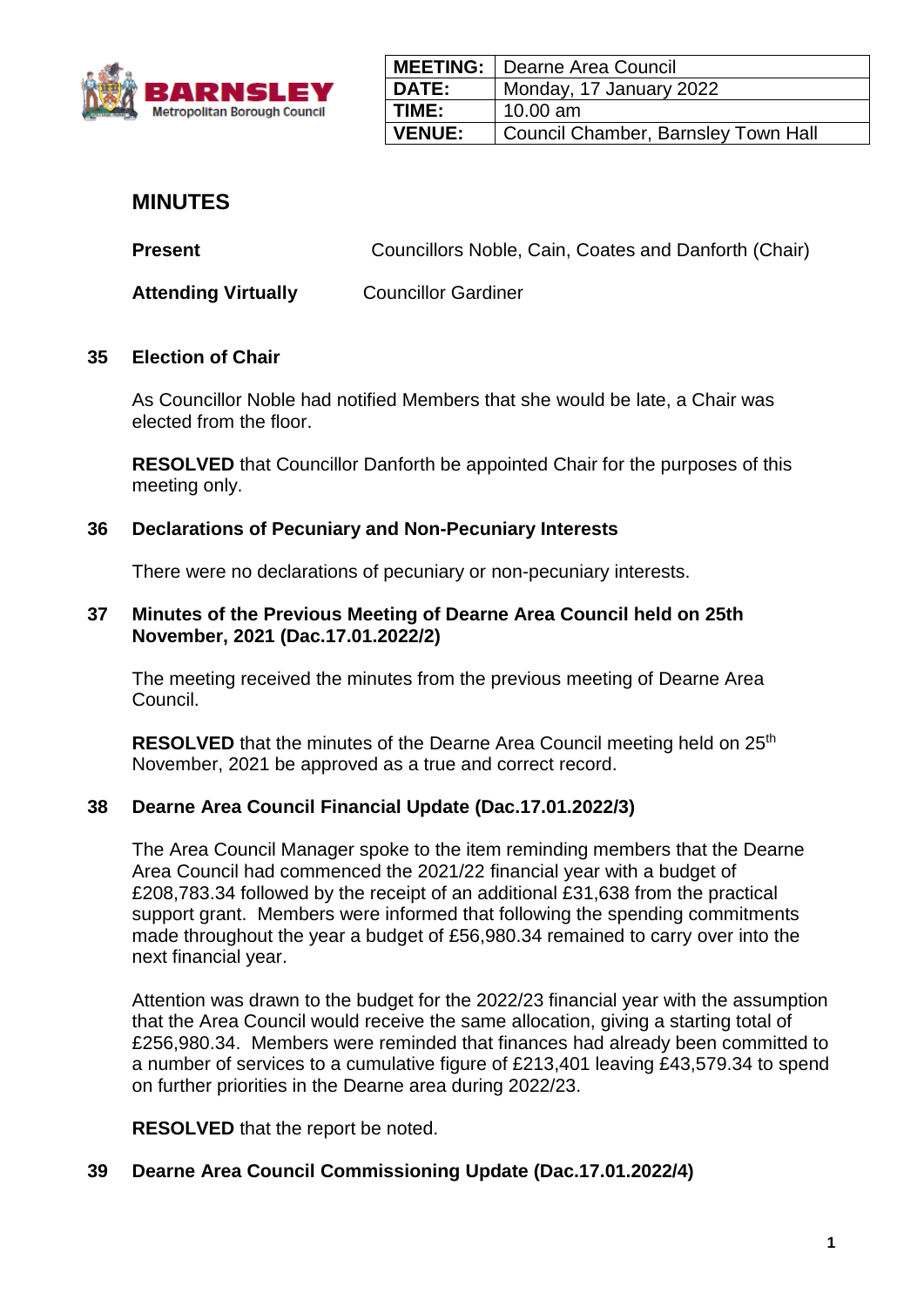| MEETING: | Dearne Area Council |
| --- | --- |
| DATE: | Monday, 17 January 2022 |
| TIME: | 10.00 am |
| VENUE: | Council Chamber, Barnsley Town Hall |

# MINUTES

**Present** Councillors Noble, Cain, Coates and Danforth (Chair)

**Attending Virtually** Councillor Gardiner

## 35 Election of Chair

As Councillor Noble had notified Members that she would be late, a Chair was elected from the floor.

**RESOLVED** that Councillor Danforth be appointed Chair for the purposes of this meeting only.

## 36 Declarations of Pecuniary and Non-Pecuniary Interests

There were no declarations of pecuniary or non-pecuniary interests.

## 37 Minutes of the Previous Meeting of Dearne Area Council held on 25th November, 2021 (Dac.17.01.2022/2)

The meeting received the minutes from the previous meeting of Dearne Area Council.

**RESOLVED** that the minutes of the Dearne Area Council meeting held on 25th November, 2021 be approved as a true and correct record.

## 38 Dearne Area Council Financial Update (Dac.17.01.2022/3)

The Area Council Manager spoke to the item reminding members that the Dearne Area Council had commenced the 2021/22 financial year with a budget of £208,783.34 followed by the receipt of an additional £31,638 from the practical support grant. Members were informed that following the spending commitments made throughout the year a budget of £56,980.34 remained to carry over into the next financial year.

Attention was drawn to the budget for the 2022/23 financial year with the assumption that the Area Council would receive the same allocation, giving a starting total of £256,980.34. Members were reminded that finances had already been committed to a number of services to a cumulative figure of £213,401 leaving £43,579.34 to spend on further priorities in the Dearne area during 2022/23.

**RESOLVED** that the report be noted.

## 39 Dearne Area Council Commissioning Update (Dac.17.01.2022/4)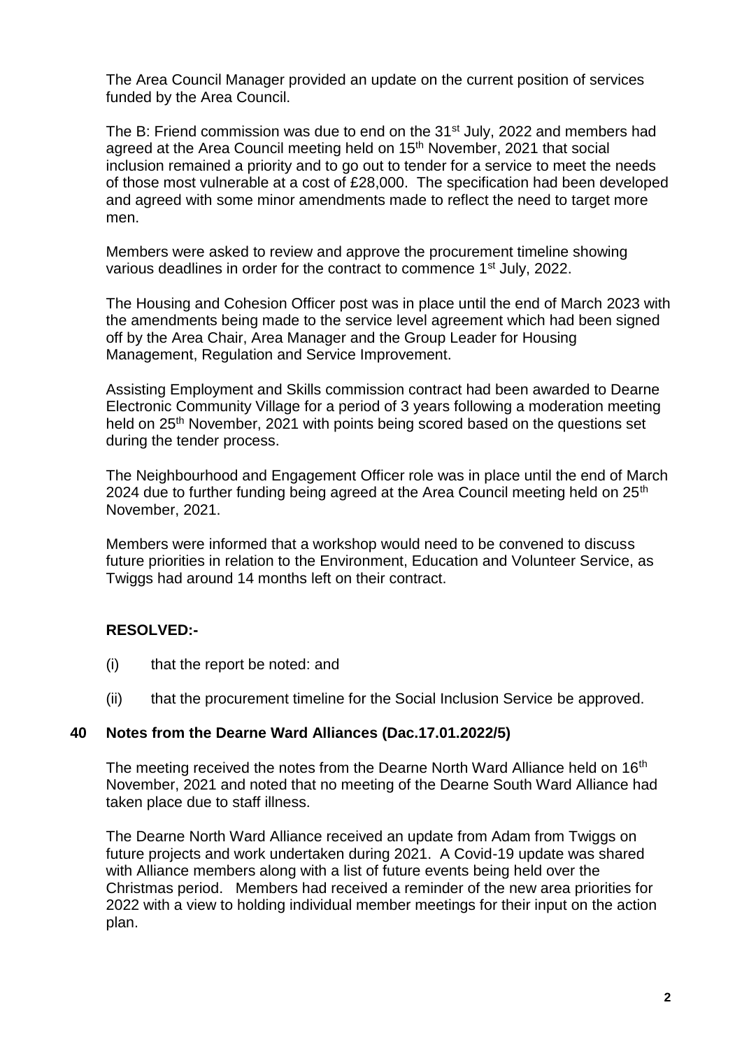The Area Council Manager provided an update on the current position of services funded by the Area Council.

The B: Friend commission was due to end on the 31st July, 2022 and members had agreed at the Area Council meeting held on 15th November, 2021 that social inclusion remained a priority and to go out to tender for a service to meet the needs of those most vulnerable at a cost of £28,000. The specification had been developed and agreed with some minor amendments made to reflect the need to target more men.

Members were asked to review and approve the procurement timeline showing various deadlines in order for the contract to commence 1st July, 2022.

The Housing and Cohesion Officer post was in place until the end of March 2023 with the amendments being made to the service level agreement which had been signed off by the Area Chair, Area Manager and the Group Leader for Housing Management, Regulation and Service Improvement.

Assisting Employment and Skills commission contract had been awarded to Dearne Electronic Community Village for a period of 3 years following a moderation meeting held on 25th November, 2021 with points being scored based on the questions set during the tender process.

The Neighbourhood and Engagement Officer role was in place until the end of March 2024 due to further funding being agreed at the Area Council meeting held on 25th November, 2021.

Members were informed that a workshop would need to be convened to discuss future priorities in relation to the Environment, Education and Volunteer Service, as Twiggs had around 14 months left on their contract.

**RESOLVED:-**

(i) that the report be noted: and

(ii) that the procurement timeline for the Social Inclusion Service be approved.

### 40 Notes from the Dearne Ward Alliances (Dac.17.01.2022/5)

The meeting received the notes from the Dearne North Ward Alliance held on 16th November, 2021 and noted that no meeting of the Dearne South Ward Alliance had taken place due to staff illness.

The Dearne North Ward Alliance received an update from Adam from Twiggs on future projects and work undertaken during 2021. A Covid-19 update was shared with Alliance members along with a list of future events being held over the Christmas period. Members had received a reminder of the new area priorities for 2022 with a view to holding individual member meetings for their input on the action plan.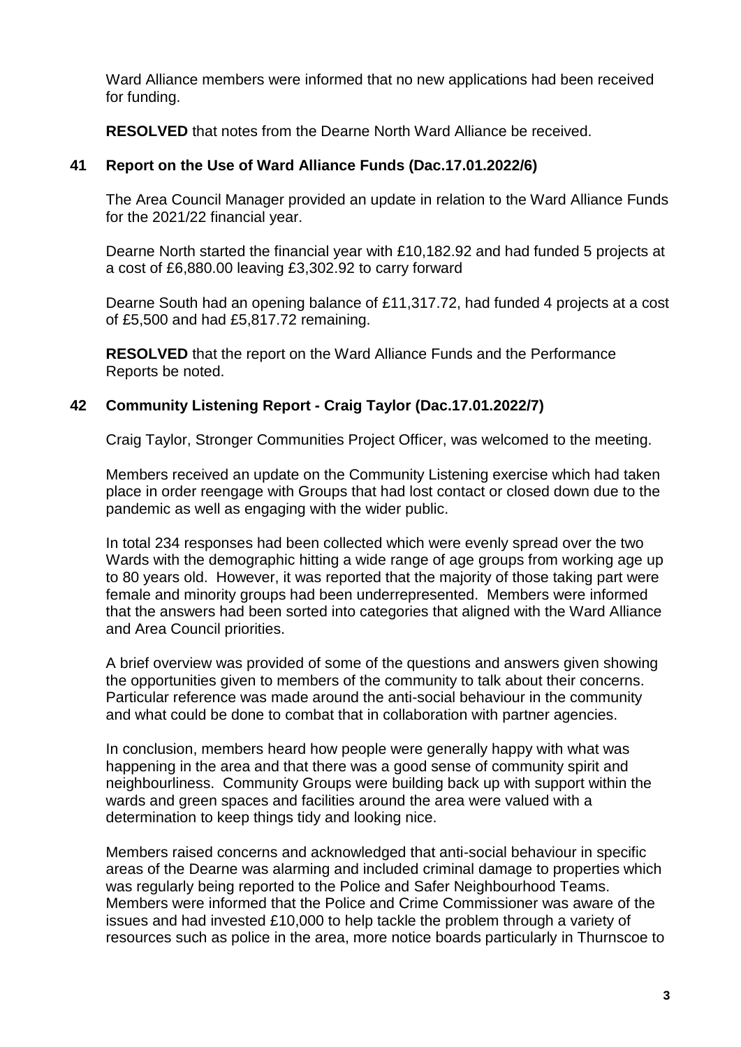Ward Alliance members were informed that no new applications had been received for funding.

**RESOLVED** that notes from the Dearne North Ward Alliance be received.

## 41 Report on the Use of Ward Alliance Funds (Dac.17.01.2022/6)

The Area Council Manager provided an update in relation to the Ward Alliance Funds for the 2021/22 financial year.

Dearne North started the financial year with £10,182.92 and had funded 5 projects at a cost of £6,880.00 leaving £3,302.92 to carry forward

Dearne South had an opening balance of £11,317.72, had funded 4 projects at a cost of £5,500 and had £5,817.72 remaining.

**RESOLVED** that the report on the Ward Alliance Funds and the Performance Reports be noted.

## 42 Community Listening Report - Craig Taylor (Dac.17.01.2022/7)

Craig Taylor, Stronger Communities Project Officer, was welcomed to the meeting.

Members received an update on the Community Listening exercise which had taken place in order reengage with Groups that had lost contact or closed down due to the pandemic as well as engaging with the wider public.

In total 234 responses had been collected which were evenly spread over the two Wards with the demographic hitting a wide range of age groups from working age up to 80 years old. However, it was reported that the majority of those taking part were female and minority groups had been underrepresented. Members were informed that the answers had been sorted into categories that aligned with the Ward Alliance and Area Council priorities.

A brief overview was provided of some of the questions and answers given showing the opportunities given to members of the community to talk about their concerns. Particular reference was made around the anti-social behaviour in the community and what could be done to combat that in collaboration with partner agencies.

In conclusion, members heard how people were generally happy with what was happening in the area and that there was a good sense of community spirit and neighbourliness. Community Groups were building back up with support within the wards and green spaces and facilities around the area were valued with a determination to keep things tidy and looking nice.

Members raised concerns and acknowledged that anti-social behaviour in specific areas of the Dearne was alarming and included criminal damage to properties which was regularly being reported to the Police and Safer Neighbourhood Teams. Members were informed that the Police and Crime Commissioner was aware of the issues and had invested £10,000 to help tackle the problem through a variety of resources such as police in the area, more notice boards particularly in Thurnscoe to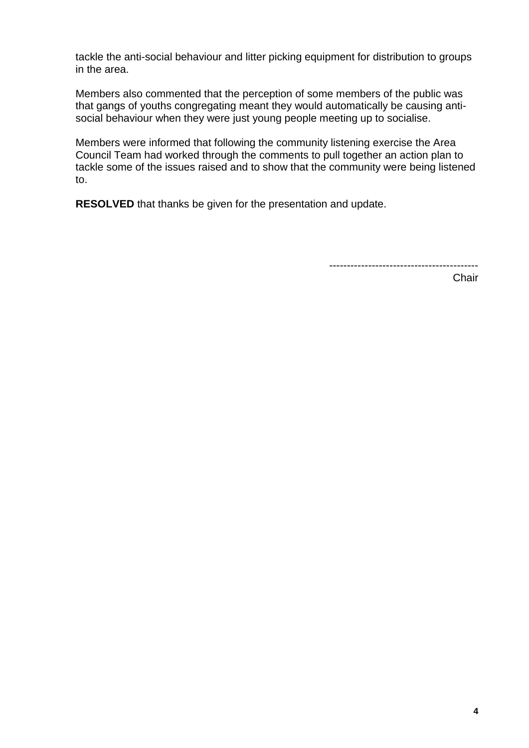tackle the anti-social behaviour and litter picking equipment for distribution to groups in the area.

Members also commented that the perception of some members of the public was that gangs of youths congregating meant they would automatically be causing anti-social behaviour when they were just young people meeting up to socialise.

Members were informed that following the community listening exercise the Area Council Team had worked through the comments to pull together an action plan to tackle some of the issues raised and to show that the community were being listened to.

**RESOLVED** that thanks be given for the presentation and update.

-----------------------------------------
Chair